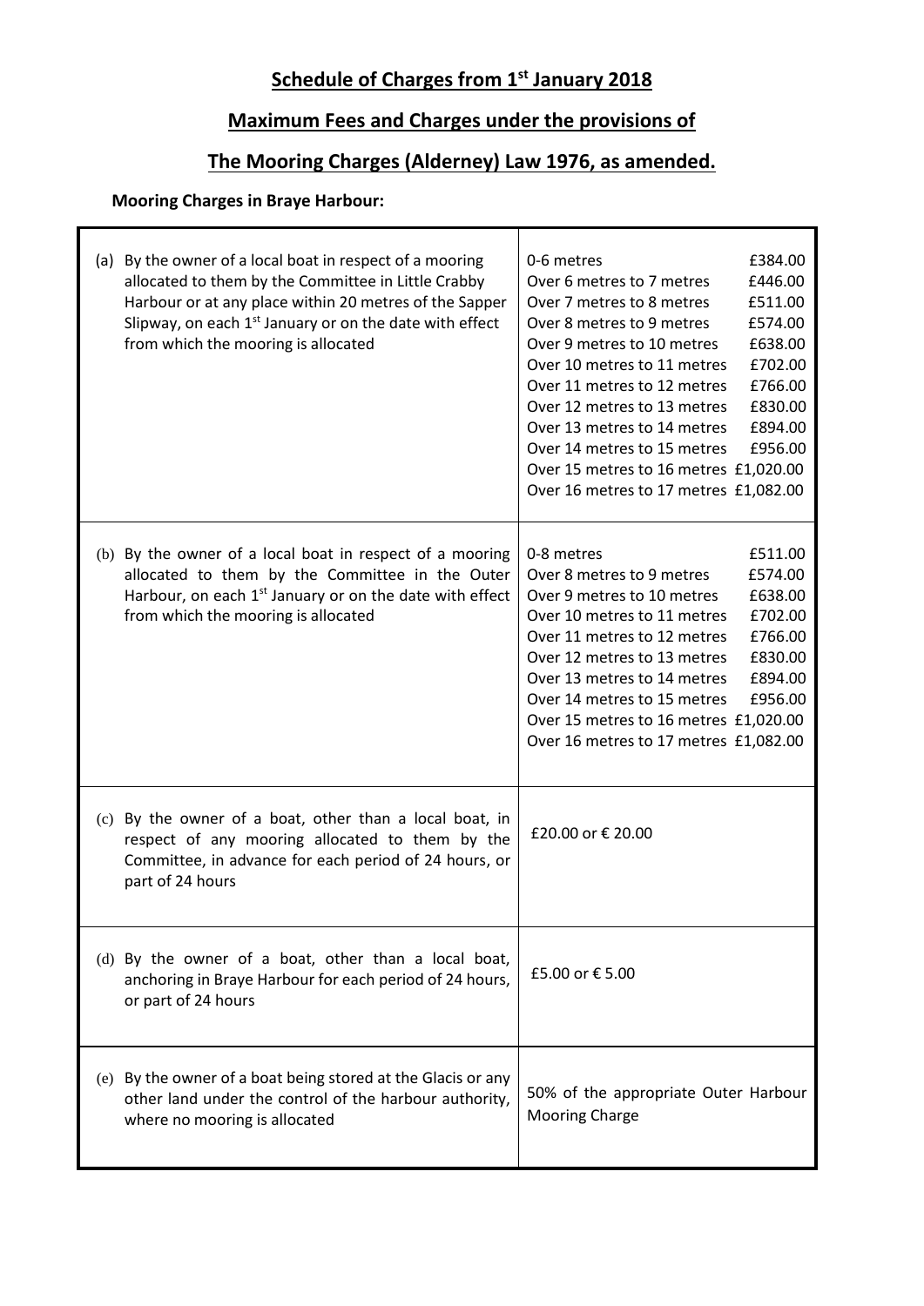# Schedule of Charges from 1st January 2018

## Maximum Fees and Charges under the provisions of

## The Mooring Charges (Alderney) Law 1976, as amended.

**Mooring Charges in Braye Harbour:**

| Description | Charge |
|---|---|
| (a) By the owner of a local boat in respect of a mooring allocated to them by the Committee in Little Crabby Harbour or at any place within 20 metres of the Sapper Slipway, on each 1st January or on the date with effect from which the mooring is allocated | 0-6 metres £384.00<br>Over 6 metres to 7 metres £446.00<br>Over 7 metres to 8 metres £511.00<br>Over 8 metres to 9 metres £574.00<br>Over 9 metres to 10 metres £638.00<br>Over 10 metres to 11 metres £702.00<br>Over 11 metres to 12 metres £766.00<br>Over 12 metres to 13 metres £830.00<br>Over 13 metres to 14 metres £894.00<br>Over 14 metres to 15 metres £956.00<br>Over 15 metres to 16 metres £1,020.00<br>Over 16 metres to 17 metres £1,082.00 |
| (b) By the owner of a local boat in respect of a mooring allocated to them by the Committee in the Outer Harbour, on each 1st January or on the date with effect from which the mooring is allocated | 0-8 metres £511.00<br>Over 8 metres to 9 metres £574.00<br>Over 9 metres to 10 metres £638.00<br>Over 10 metres to 11 metres £702.00<br>Over 11 metres to 12 metres £766.00<br>Over 12 metres to 13 metres £830.00<br>Over 13 metres to 14 metres £894.00<br>Over 14 metres to 15 metres £956.00<br>Over 15 metres to 16 metres £1,020.00<br>Over 16 metres to 17 metres £1,082.00 |
| (c) By the owner of a boat, other than a local boat, in respect of any mooring allocated to them by the Committee, in advance for each period of 24 hours, or part of 24 hours | £20.00 or € 20.00 |
| (d) By the owner of a boat, other than a local boat, anchoring in Braye Harbour for each period of 24 hours, or part of 24 hours | £5.00 or € 5.00 |
| (e) By the owner of a boat being stored at the Glacis or any other land under the control of the harbour authority, where no mooring is allocated | 50% of the appropriate Outer Harbour Mooring Charge |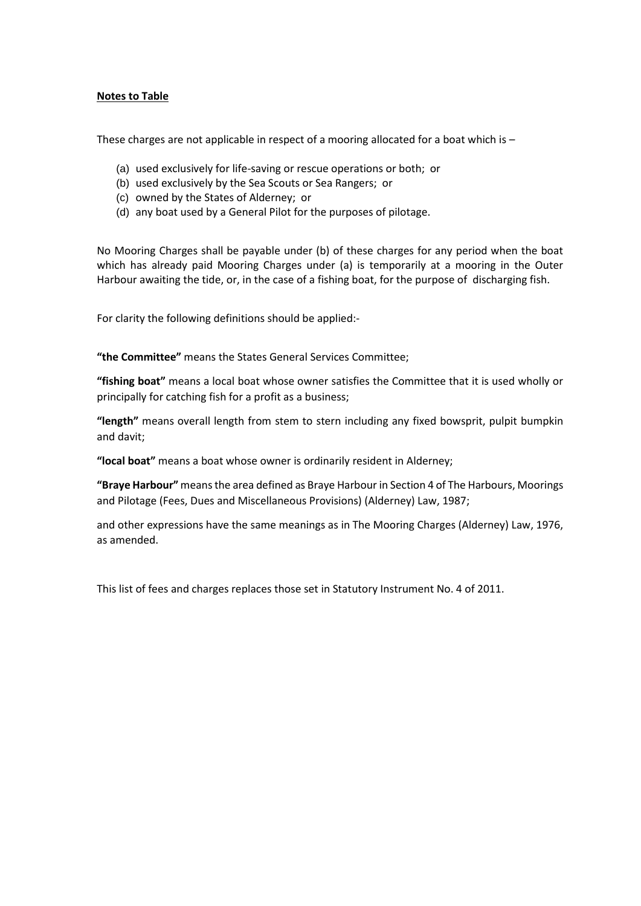**Notes to Table**

These charges are not applicable in respect of a mooring allocated for a boat which is –

(a) used exclusively for life-saving or rescue operations or both; or
(b) used exclusively by the Sea Scouts or Sea Rangers; or
(c) owned by the States of Alderney; or
(d) any boat used by a General Pilot for the purposes of pilotage.

No Mooring Charges shall be payable under (b) of these charges for any period when the boat which has already paid Mooring Charges under (a) is temporarily at a mooring in the Outer Harbour awaiting the tide, or, in the case of a fishing boat, for the purpose of discharging fish.

For clarity the following definitions should be applied:-

**"the Committee"** means the States General Services Committee;

**"fishing boat"** means a local boat whose owner satisfies the Committee that it is used wholly or principally for catching fish for a profit as a business;

**"length"** means overall length from stem to stern including any fixed bowsprit, pulpit bumpkin and davit;

**"local boat"** means a boat whose owner is ordinarily resident in Alderney;

**"Braye Harbour"** means the area defined as Braye Harbour in Section 4 of The Harbours, Moorings and Pilotage (Fees, Dues and Miscellaneous Provisions) (Alderney) Law, 1987;

and other expressions have the same meanings as in The Mooring Charges (Alderney) Law, 1976, as amended.

This list of fees and charges replaces those set in Statutory Instrument No. 4 of 2011.